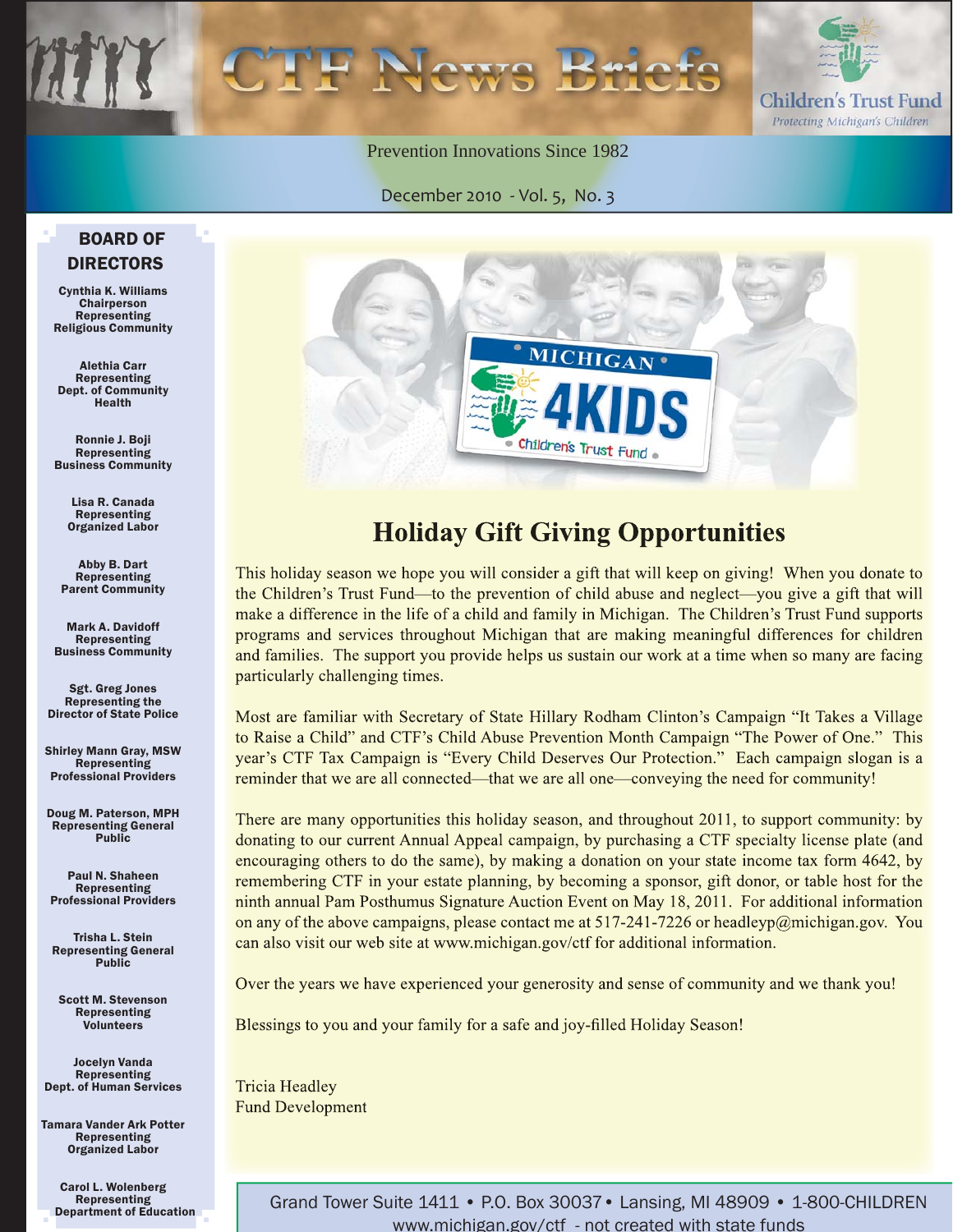# CTF News Briefs

Children's Trust Fund
*Protecting Michigan's Children*

Prevention Innovations Since 1982

December 2010 - Vol. 5, No. 3

## BOARD OF DIRECTORS

**Cynthia K. Williams**
Chairperson
Representing
Religious Community

**Alethia Carr**
Representing
Dept. of Community Health

**Ronnie J. Boji**
Representing
Business Community

**Lisa R. Canada**
Representing
Organized Labor

**Abby B. Dart**
Representing
Parent Community

**Mark A. Davidoff**
Representing
Business Community

**Sgt. Greg Jones**
Representing the
Director of State Police

**Shirley Mann Gray, MSW**
Representing
Professional Providers

**Doug M. Paterson, MPH**
Representing General Public

**Paul N. Shaheen**
Representing
Professional Providers

**Trisha L. Stein**
Representing General Public

**Scott M. Stevenson**
Representing
Volunteers

**Jocelyn Vanda**
Representing
Dept. of Human Services

**Tamara Vander Ark Potter**
Representing
Organized Labor

**Carol L. Wolenberg**
Representing
Department of Education

## Holiday Gift Giving Opportunities

This holiday season we hope you will consider a gift that will keep on giving! When you donate to the Children's Trust Fund—to the prevention of child abuse and neglect—you give a gift that will make a difference in the life of a child and family in Michigan. The Children's Trust Fund supports programs and services throughout Michigan that are making meaningful differences for children and families. The support you provide helps us sustain our work at a time when so many are facing particularly challenging times.

Most are familiar with Secretary of State Hillary Rodham Clinton's Campaign "It Takes a Village to Raise a Child" and CTF's Child Abuse Prevention Month Campaign "The Power of One." This year's CTF Tax Campaign is "Every Child Deserves Our Protection." Each campaign slogan is a reminder that we are all connected—that we are all one—conveying the need for community!

There are many opportunities this holiday season, and throughout 2011, to support community: by donating to our current Annual Appeal campaign, by purchasing a CTF specialty license plate (and encouraging others to do the same), by making a donation on your state income tax form 4642, by remembering CTF in your estate planning, by becoming a sponsor, gift donor, or table host for the ninth annual Pam Posthumus Signature Auction Event on May 18, 2011. For additional information on any of the above campaigns, please contact me at 517-241-7226 or headleyp@michigan.gov. You can also visit our web site at www.michigan.gov/ctf for additional information.

Over the years we have experienced your generosity and sense of community and we thank you!

Blessings to you and your family for a safe and joy-filled Holiday Season!

Tricia Headley
Fund Development

Grand Tower Suite 1411 • P.O. Box 30037 • Lansing, MI 48909 • 1-800-CHILDREN
www.michigan.gov/ctf - not created with state funds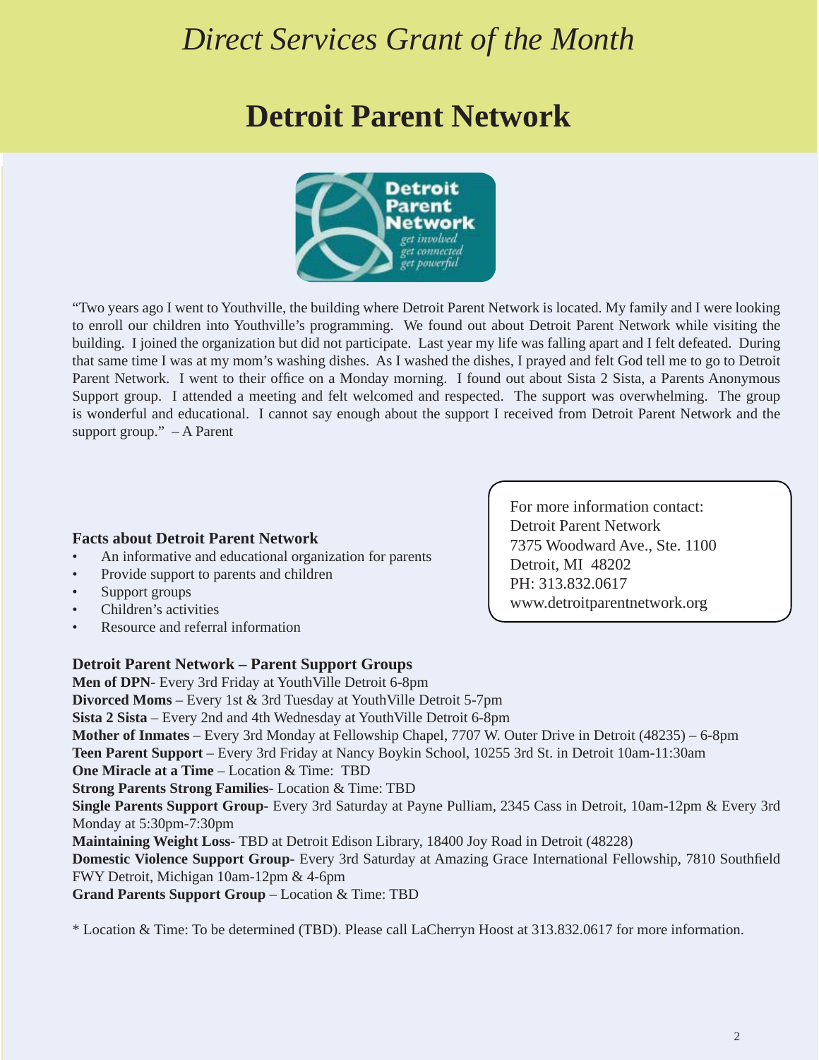# *Direct Services Grant of the Month*

# Detroit Parent Network

"Two years ago I went to Youthville, the building where Detroit Parent Network is located. My family and I were looking to enroll our children into Youthville's programming. We found out about Detroit Parent Network while visiting the building. I joined the organization but did not participate. Last year my life was falling apart and I felt defeated. During that same time I was at my mom's washing dishes. As I washed the dishes, I prayed and felt God tell me to go to Detroit Parent Network. I went to their office on a Monday morning. I found out about Sista 2 Sista, a Parents Anonymous Support group. I attended a meeting and felt welcomed and respected. The support was overwhelming. The group is wonderful and educational. I cannot say enough about the support I received from Detroit Parent Network and the support group." – A Parent

For more information contact:
Detroit Parent Network
7375 Woodward Ave., Ste. 1100
Detroit, MI 48202
PH: 313.832.0617
www.detroitparentnetwork.org

**Facts about Detroit Parent Network**

- An informative and educational organization for parents
- Provide support to parents and children
- Support groups
- Children's activities
- Resource and referral information

**Detroit Parent Network – Parent Support Groups**

**Men of DPN**- Every 3rd Friday at YouthVille Detroit 6-8pm
**Divorced Moms** – Every 1st & 3rd Tuesday at YouthVille Detroit 5-7pm
**Sista 2 Sista** – Every 2nd and 4th Wednesday at YouthVille Detroit 6-8pm
**Mother of Inmates** – Every 3rd Monday at Fellowship Chapel, 7707 W. Outer Drive in Detroit (48235) – 6-8pm
**Teen Parent Support** – Every 3rd Friday at Nancy Boykin School, 10255 3rd St. in Detroit 10am-11:30am
**One Miracle at a Time** – Location & Time: TBD
**Strong Parents Strong Families**- Location & Time: TBD
**Single Parents Support Group**- Every 3rd Saturday at Payne Pulliam, 2345 Cass in Detroit, 10am-12pm & Every 3rd Monday at 5:30pm-7:30pm
**Maintaining Weight Loss**- TBD at Detroit Edison Library, 18400 Joy Road in Detroit (48228)
**Domestic Violence Support Group**- Every 3rd Saturday at Amazing Grace International Fellowship, 7810 Southfield FWY Detroit, Michigan 10am-12pm & 4-6pm
**Grand Parents Support Group** – Location & Time: TBD

* Location & Time: To be determined (TBD). Please call LaCherryn Hoost at 313.832.0617 for more information.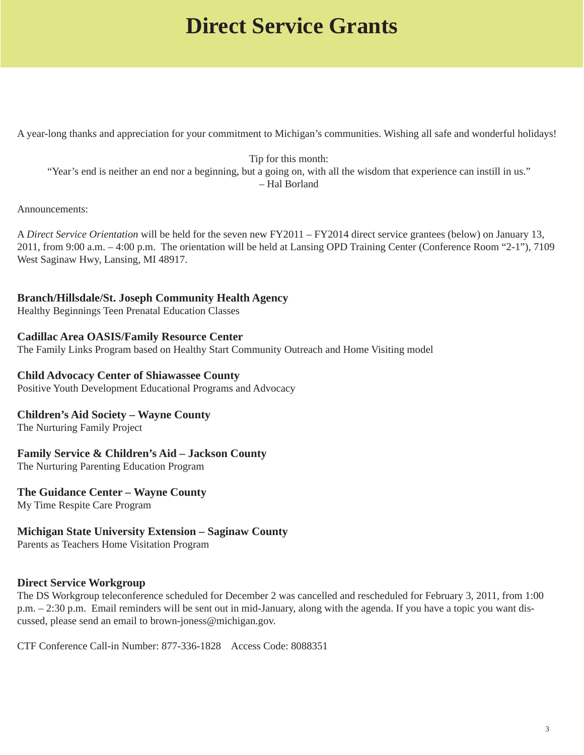# Direct Service Grants

A year-long thanks and appreciation for your commitment to Michigan's communities. Wishing all safe and wonderful holidays!

Tip for this month:
"Year's end is neither an end nor a beginning, but a going on, with all the wisdom that experience can instill in us."
– Hal Borland

Announcements:

A *Direct Service Orientation* will be held for the seven new FY2011 – FY2014 direct service grantees (below) on January 13, 2011, from 9:00 a.m. – 4:00 p.m. The orientation will be held at Lansing OPD Training Center (Conference Room "2-1"), 7109 West Saginaw Hwy, Lansing, MI 48917.

**Branch/Hillsdale/St. Joseph Community Health Agency**
Healthy Beginnings Teen Prenatal Education Classes

**Cadillac Area OASIS/Family Resource Center**
The Family Links Program based on Healthy Start Community Outreach and Home Visiting model

**Child Advocacy Center of Shiawassee County**
Positive Youth Development Educational Programs and Advocacy

**Children's Aid Society – Wayne County**
The Nurturing Family Project

**Family Service & Children's Aid – Jackson County**
The Nurturing Parenting Education Program

**The Guidance Center – Wayne County**
My Time Respite Care Program

**Michigan State University Extension – Saginaw County**
Parents as Teachers Home Visitation Program

**Direct Service Workgroup**
The DS Workgroup teleconference scheduled for December 2 was cancelled and rescheduled for February 3, 2011, from 1:00 p.m. – 2:30 p.m. Email reminders will be sent out in mid-January, along with the agenda. If you have a topic you want discussed, please send an email to brown-joness@michigan.gov.

CTF Conference Call-in Number: 877-336-1828 Access Code: 8088351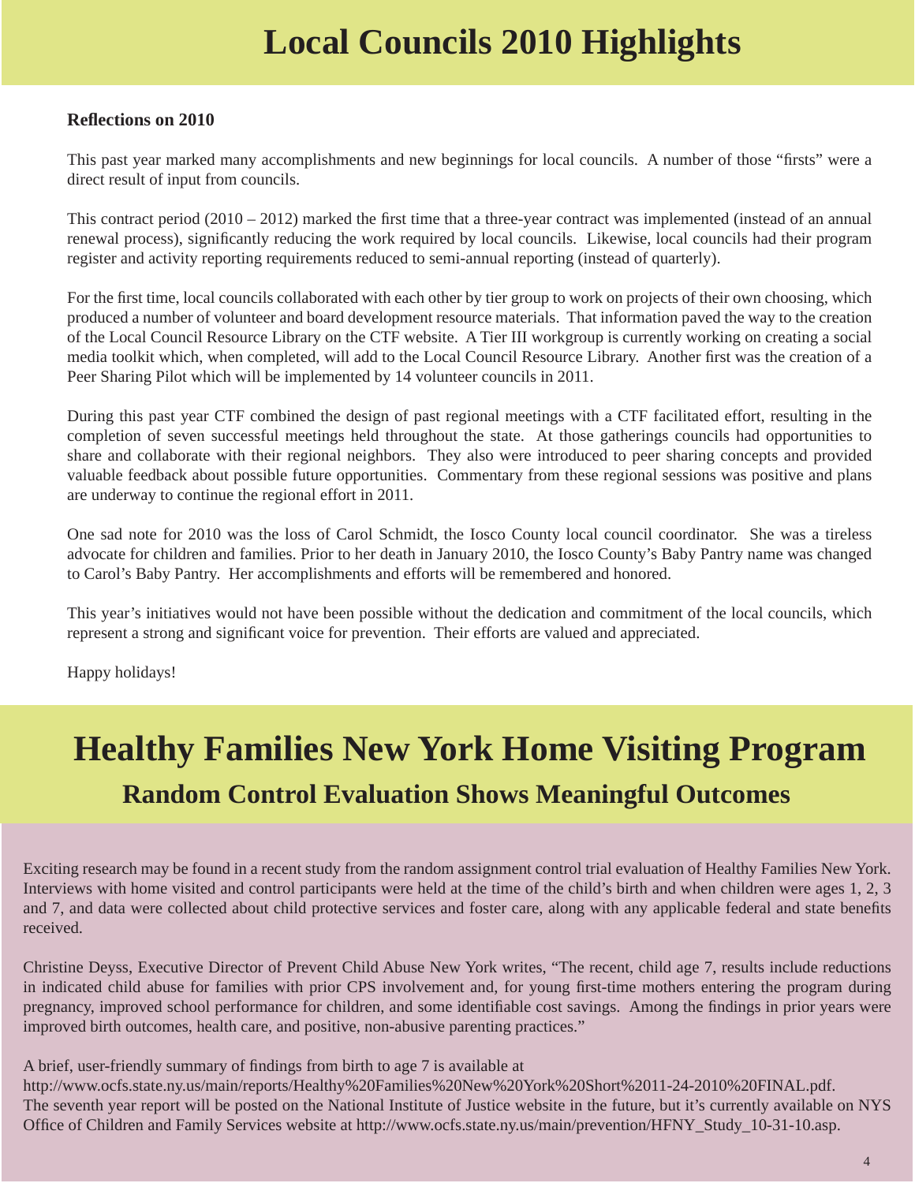# Local Councils 2010 Highlights

**Reflections on 2010**

This past year marked many accomplishments and new beginnings for local councils. A number of those "firsts" were a direct result of input from councils.

This contract period (2010 – 2012) marked the first time that a three-year contract was implemented (instead of an annual renewal process), significantly reducing the work required by local councils. Likewise, local councils had their program register and activity reporting requirements reduced to semi-annual reporting (instead of quarterly).

For the first time, local councils collaborated with each other by tier group to work on projects of their own choosing, which produced a number of volunteer and board development resource materials. That information paved the way to the creation of the Local Council Resource Library on the CTF website. A Tier III workgroup is currently working on creating a social media toolkit which, when completed, will add to the Local Council Resource Library. Another first was the creation of a Peer Sharing Pilot which will be implemented by 14 volunteer councils in 2011.

During this past year CTF combined the design of past regional meetings with a CTF facilitated effort, resulting in the completion of seven successful meetings held throughout the state. At those gatherings councils had opportunities to share and collaborate with their regional neighbors. They also were introduced to peer sharing concepts and provided valuable feedback about possible future opportunities. Commentary from these regional sessions was positive and plans are underway to continue the regional effort in 2011.

One sad note for 2010 was the loss of Carol Schmidt, the Iosco County local council coordinator. She was a tireless advocate for children and families. Prior to her death in January 2010, the Iosco County's Baby Pantry name was changed to Carol's Baby Pantry. Her accomplishments and efforts will be remembered and honored.

This year's initiatives would not have been possible without the dedication and commitment of the local councils, which represent a strong and significant voice for prevention. Their efforts are valued and appreciated.

Happy holidays!

# Healthy Families New York Home Visiting Program

## Random Control Evaluation Shows Meaningful Outcomes

Exciting research may be found in a recent study from the random assignment control trial evaluation of Healthy Families New York. Interviews with home visited and control participants were held at the time of the child's birth and when children were ages 1, 2, 3 and 7, and data were collected about child protective services and foster care, along with any applicable federal and state benefits received.

Christine Deyss, Executive Director of Prevent Child Abuse New York writes, "The recent, child age 7, results include reductions in indicated child abuse for families with prior CPS involvement and, for young first-time mothers entering the program during pregnancy, improved school performance for children, and some identifiable cost savings. Among the findings in prior years were improved birth outcomes, health care, and positive, non-abusive parenting practices."

A brief, user-friendly summary of findings from birth to age 7 is available at http://www.ocfs.state.ny.us/main/reports/Healthy%20Families%20New%20York%20Short%2011-24-2010%20FINAL.pdf. The seventh year report will be posted on the National Institute of Justice website in the future, but it's currently available on NYS Office of Children and Family Services website at http://www.ocfs.state.ny.us/main/prevention/HFNY_Study_10-31-10.asp.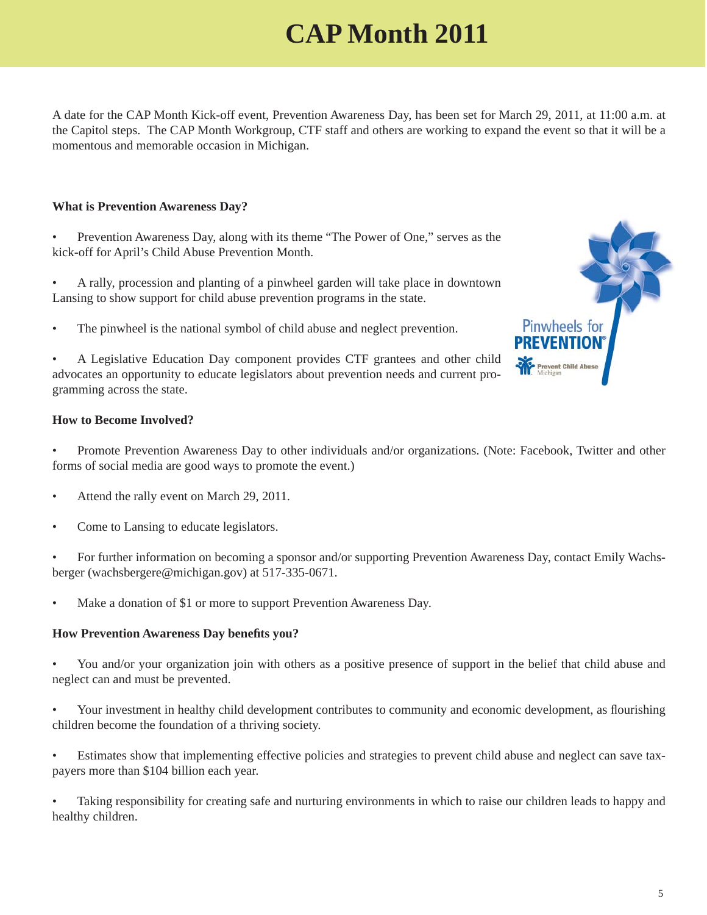# CAP Month 2011

A date for the CAP Month Kick-off event, Prevention Awareness Day, has been set for March 29, 2011, at 11:00 a.m. at the Capitol steps. The CAP Month Workgroup, CTF staff and others are working to expand the event so that it will be a momentous and memorable occasion in Michigan.

**What is Prevention Awareness Day?**

- Prevention Awareness Day, along with its theme "The Power of One," serves as the kick-off for April's Child Abuse Prevention Month.
- A rally, procession and planting of a pinwheel garden will take place in downtown Lansing to show support for child abuse prevention programs in the state.
- The pinwheel is the national symbol of child abuse and neglect prevention.
- A Legislative Education Day component provides CTF grantees and other child advocates an opportunity to educate legislators about prevention needs and current programming across the state.

Pinwheels for PREVENTION®

Prevent Child Abuse Michigan

**How to Become Involved?**

- Promote Prevention Awareness Day to other individuals and/or organizations. (Note: Facebook, Twitter and other forms of social media are good ways to promote the event.)
- Attend the rally event on March 29, 2011.
- Come to Lansing to educate legislators.
- For further information on becoming a sponsor and/or supporting Prevention Awareness Day, contact Emily Wachsberger (wachsbergere@michigan.gov) at 517-335-0671.
- Make a donation of $1 or more to support Prevention Awareness Day.

**How Prevention Awareness Day benefits you?**

- You and/or your organization join with others as a positive presence of support in the belief that child abuse and neglect can and must be prevented.
- Your investment in healthy child development contributes to community and economic development, as flourishing children become the foundation of a thriving society.
- Estimates show that implementing effective policies and strategies to prevent child abuse and neglect can save taxpayers more than $104 billion each year.
- Taking responsibility for creating safe and nurturing environments in which to raise our children leads to happy and healthy children.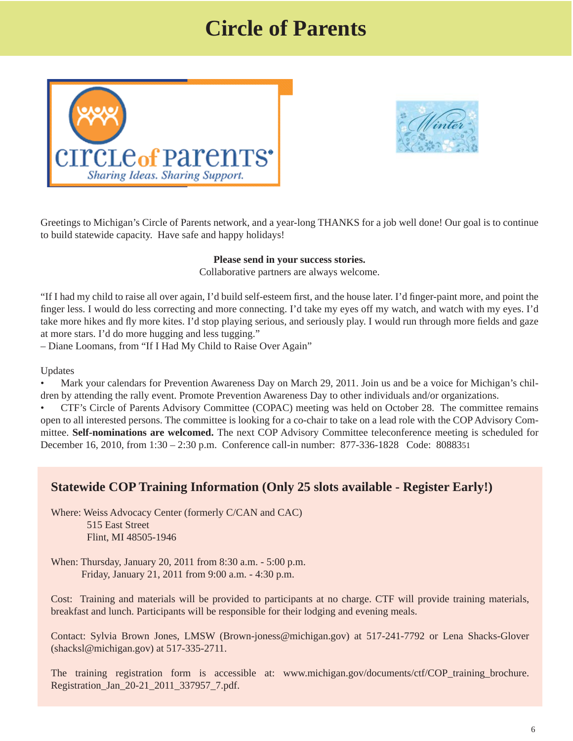# Circle of Parents

Greetings to Michigan's Circle of Parents network, and a year-long THANKS for a job well done! Our goal is to continue to build statewide capacity. Have safe and happy holidays!

**Please send in your success stories.**
Collaborative partners are always welcome.

"If I had my child to raise all over again, I'd build self-esteem first, and the house later. I'd finger-paint more, and point the finger less. I would do less correcting and more connecting. I'd take my eyes off my watch, and watch with my eyes. I'd take more hikes and fly more kites. I'd stop playing serious, and seriously play. I would run through more fields and gaze at more stars. I'd do more hugging and less tugging."
– Diane Loomans, from "If I Had My Child to Raise Over Again"

Updates

- Mark your calendars for Prevention Awareness Day on March 29, 2011. Join us and be a voice for Michigan's children by attending the rally event. Promote Prevention Awareness Day to other individuals and/or organizations.
- CTF's Circle of Parents Advisory Committee (COPAC) meeting was held on October 28. The committee remains open to all interested persons. The committee is looking for a co-chair to take on a lead role with the COP Advisory Committee. **Self-nominations are welcomed.** The next COP Advisory Committee teleconference meeting is scheduled for December 16, 2010, from 1:30 – 2:30 p.m. Conference call-in number: 877-336-1828 Code: 8088351

## Statewide COP Training Information (Only 25 slots available - Register Early!)

Where: Weiss Advocacy Center (formerly C/CAN and CAC)
515 East Street
Flint, MI 48505-1946

When: Thursday, January 20, 2011 from 8:30 a.m. - 5:00 p.m.
Friday, January 21, 2011 from 9:00 a.m. - 4:30 p.m.

Cost: Training and materials will be provided to participants at no charge. CTF will provide training materials, breakfast and lunch. Participants will be responsible for their lodging and evening meals.

Contact: Sylvia Brown Jones, LMSW (Brown-joness@michigan.gov) at 517-241-7792 or Lena Shacks-Glover (shacksl@michigan.gov) at 517-335-2711.

The training registration form is accessible at: www.michigan.gov/documents/ctf/COP_training_brochure.Registration_Jan_20-21_2011_337957_7.pdf.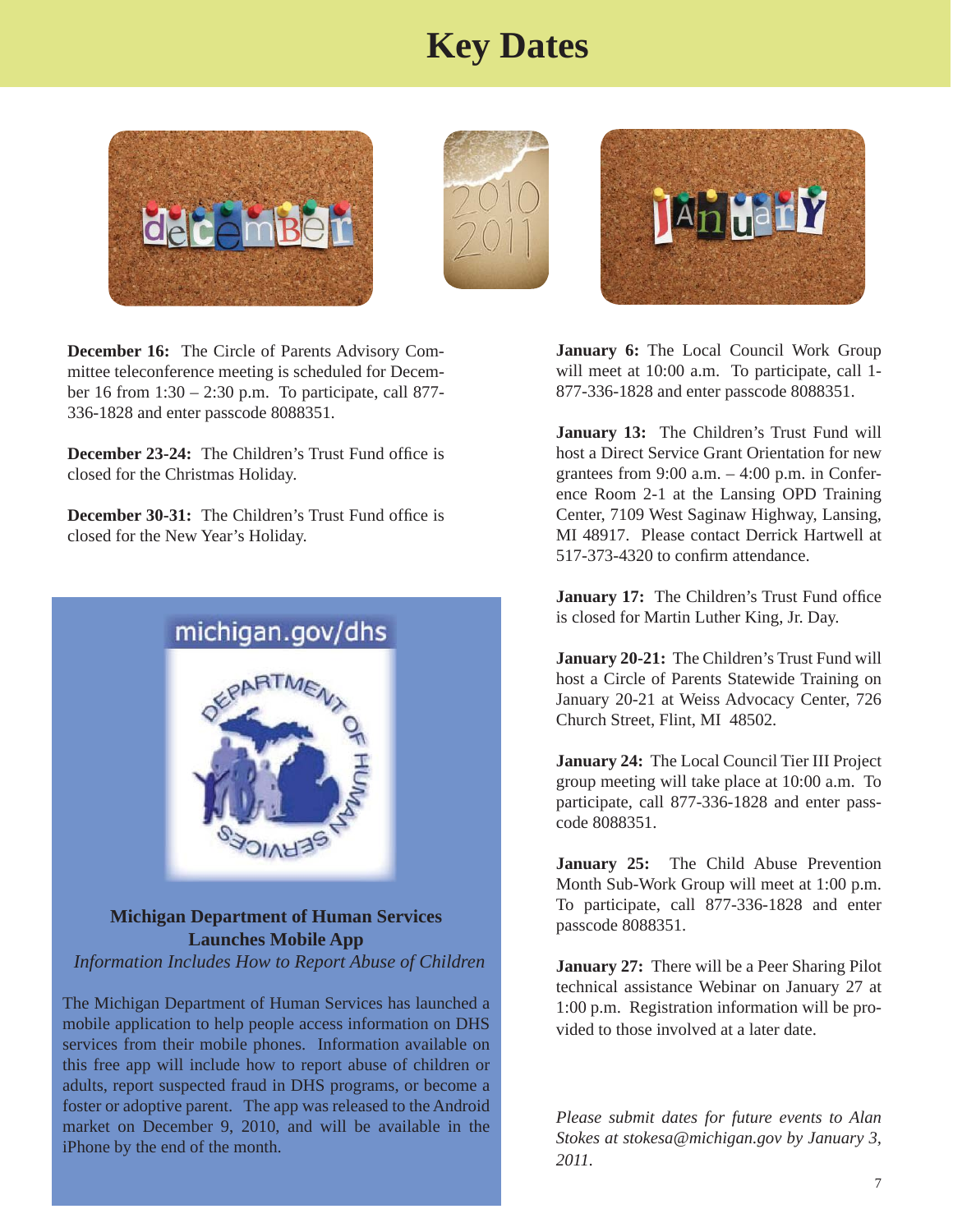# Key Dates

**December 16:** The Circle of Parents Advisory Committee teleconference meeting is scheduled for December 16 from 1:30 – 2:30 p.m. To participate, call 877-336-1828 and enter passcode 8088351.

**December 23-24:** The Children's Trust Fund office is closed for the Christmas Holiday.

**December 30-31:** The Children's Trust Fund office is closed for the New Year's Holiday.

**January 6:** The Local Council Work Group will meet at 10:00 a.m. To participate, call 1-877-336-1828 and enter passcode 8088351.

**January 13:** The Children's Trust Fund will host a Direct Service Grant Orientation for new grantees from 9:00 a.m. – 4:00 p.m. in Conference Room 2-1 at the Lansing OPD Training Center, 7109 West Saginaw Highway, Lansing, MI 48917. Please contact Derrick Hartwell at 517-373-4320 to confirm attendance.

**January 17:** The Children's Trust Fund office is closed for Martin Luther King, Jr. Day.

**January 20-21:** The Children's Trust Fund will host a Circle of Parents Statewide Training on January 20-21 at Weiss Advocacy Center, 726 Church Street, Flint, MI 48502.

**January 24:** The Local Council Tier III Project group meeting will take place at 10:00 a.m. To participate, call 877-336-1828 and enter passcode 8088351.

**January 25:** The Child Abuse Prevention Month Sub-Work Group will meet at 1:00 p.m. To participate, call 877-336-1828 and enter passcode 8088351.

**January 27:** There will be a Peer Sharing Pilot technical assistance Webinar on January 27 at 1:00 p.m. Registration information will be provided to those involved at a later date.

*Please submit dates for future events to Alan Stokes at stokesa@michigan.gov by January 3, 2011.*

michigan.gov/dhs

### Michigan Department of Human Services Launches Mobile App

*Information Includes How to Report Abuse of Children*

The Michigan Department of Human Services has launched a mobile application to help people access information on DHS services from their mobile phones. Information available on this free app will include how to report abuse of children or adults, report suspected fraud in DHS programs, or become a foster or adoptive parent. The app was released to the Android market on December 9, 2010, and will be available in the iPhone by the end of the month.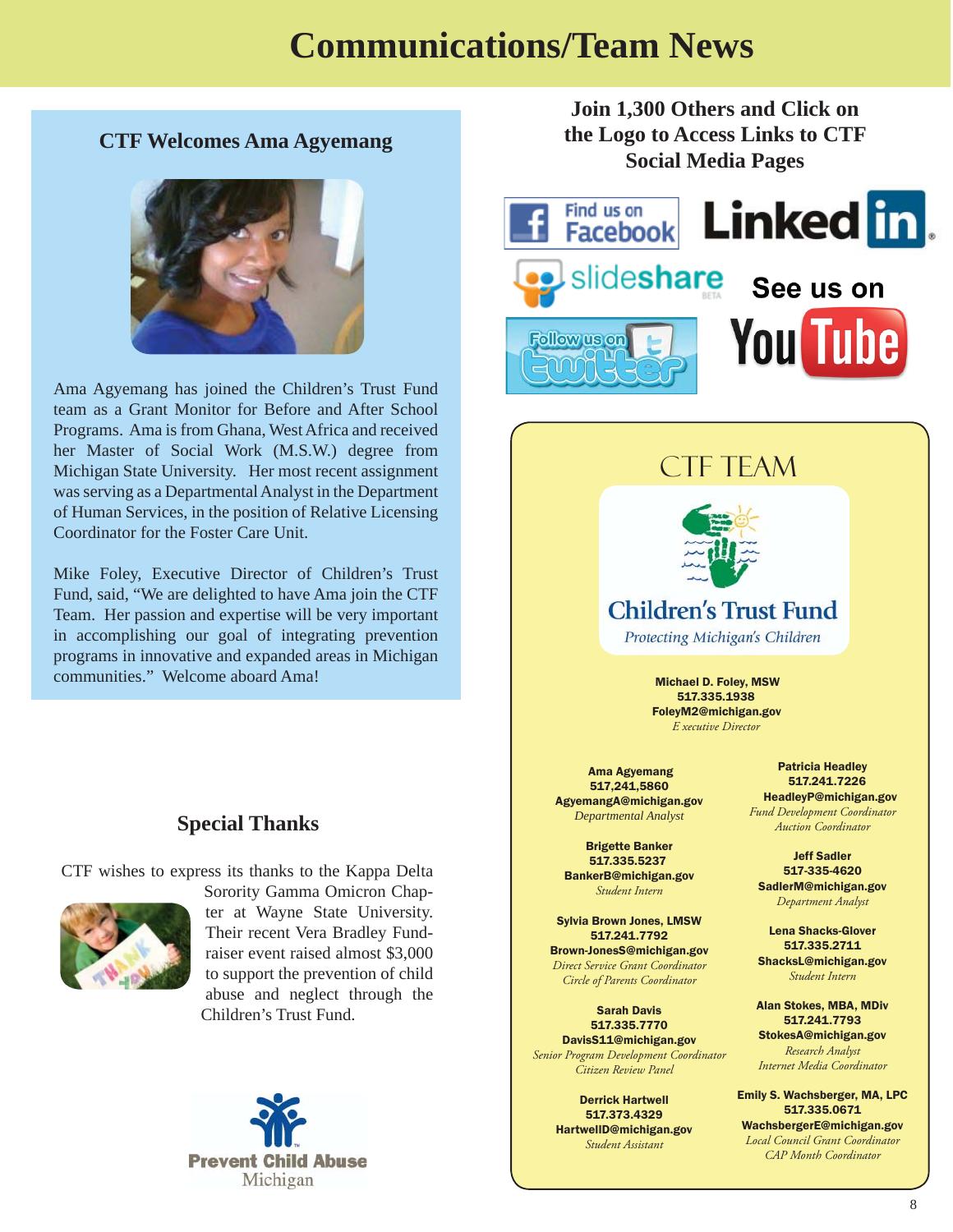# Communications/Team News

## CTF Welcomes Ama Agyemang

Ama Agyemang has joined the Children's Trust Fund team as a Grant Monitor for Before and After School Programs. Ama is from Ghana, West Africa and received her Master of Social Work (M.S.W.) degree from Michigan State University. Her most recent assignment was serving as a Departmental Analyst in the Department of Human Services, in the position of Relative Licensing Coordinator for the Foster Care Unit.

Mike Foley, Executive Director of Children's Trust Fund, said, "We are delighted to have Ama join the CTF Team. Her passion and expertise will be very important in accomplishing our goal of integrating prevention programs in innovative and expanded areas in Michigan communities." Welcome aboard Ama!

## Special Thanks

CTF wishes to express its thanks to the Kappa Delta Sorority Gamma Omicron Chapter at Wayne State University. Their recent Vera Bradley Fundraiser event raised almost $3,000 to support the prevention of child abuse and neglect through the Children's Trust Fund.

Prevent Child Abuse
Michigan

## Join 1,300 Others and Click on the Logo to Access Links to CTF Social Media Pages

Find us on Facebook

LinkedIn

slideshare

See us on YouTube

Follow us on twitter

## CTF TEAM

Children's Trust Fund
*Protecting Michigan's Children*

**Michael D. Foley, MSW**
**517.335.1938**
**FoleyM2@michigan.gov**
*Executive Director*

**Ama Agyemang**
**517,241,5860**
**AgyemangA@michigan.gov**
*Departmental Analyst*

**Brigette Banker**
**517.335.5237**
**BankerB@michigan.gov**
*Student Intern*

**Sylvia Brown Jones, LMSW**
**517.241.7792**
**Brown-JonesS@michigan.gov**
*Direct Service Grant Coordinator*
*Circle of Parents Coordinator*

**Sarah Davis**
**517.335.7770**
**DavisS11@michigan.gov**
*Senior Program Development Coordinator*
*Citizen Review Panel*

**Derrick Hartwell**
**517.373.4329**
**HartwellD@michigan.gov**
*Student Assistant*

**Patricia Headley**
**517.241.7226**
**HeadleyP@michigan.gov**
*Fund Development Coordinator*
*Auction Coordinator*

**Jeff Sadler**
**517-335-4620**
**SadlerM@michigan.gov**
*Department Analyst*

**Lena Shacks-Glover**
**517.335.2711**
**ShacksL@michigan.gov**
*Student Intern*

**Alan Stokes, MBA, MDiv**
**517.241.7793**
**StokesA@michigan.gov**
*Research Analyst*
*Internet Media Coordinator*

**Emily S. Wachsberger, MA, LPC**
**517.335.0671**
**WachsbergerE@michigan.gov**
*Local Council Grant Coordinator*
*CAP Month Coordinator*